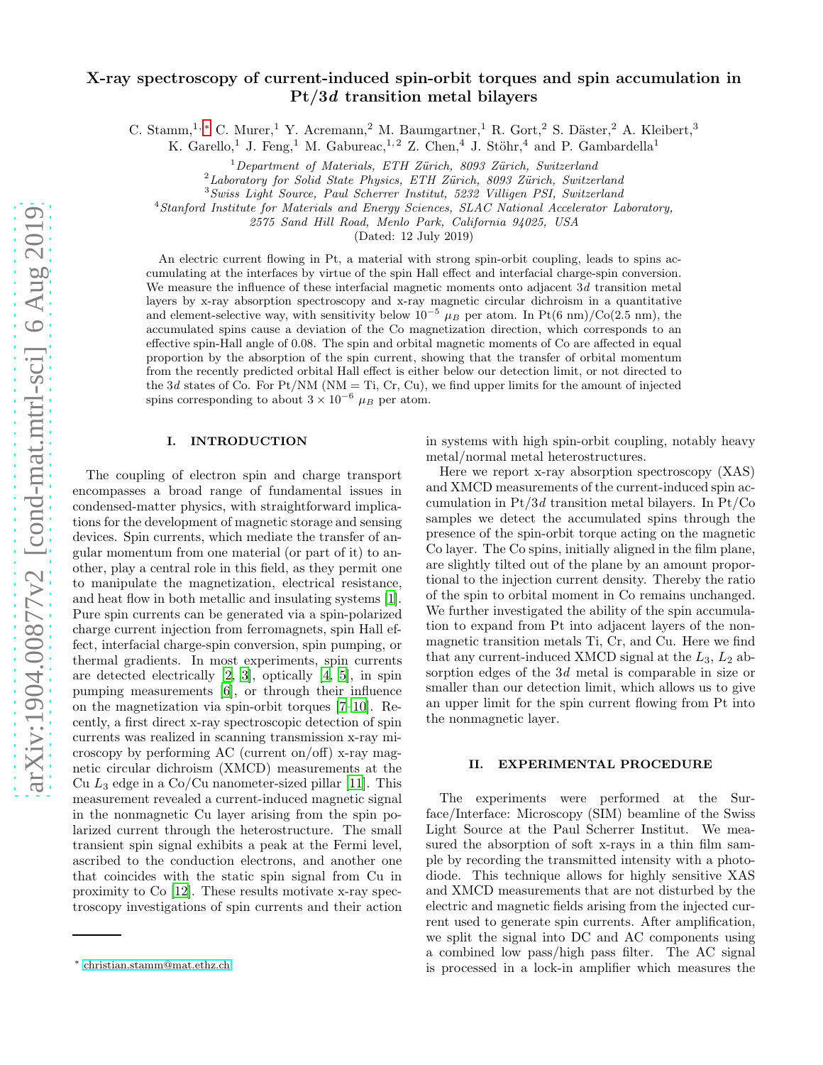# X-ray spectroscopy of current-induced spin-orbit torques and spin accumulation in Pt/3*d* transition metal bilayers

C. Stamm,[1,*] C. Murer,[1] Y. Acremann,[2] M. Baumgartner,[1] R. Gort,[2] S. Däster,[2] A. Kleibert,[3] K. Garello,[1] J. Feng,[1] M. Gabureac,[1,2] Z. Chen,[4] J. Stöhr,[4] and P. Gambardella[1]

[1] *Department of Materials, ETH Zürich, 8093 Zürich, Switzerland*
[2] *Laboratory for Solid State Physics, ETH Zürich, 8093 Zürich, Switzerland*
[3] *Swiss Light Source, Paul Scherrer Institut, 5232 Villigen PSI, Switzerland*
[4] *Stanford Institute for Materials and Energy Sciences, SLAC National Accelerator Laboratory, 2575 Sand Hill Road, Menlo Park, California 94025, USA*

(Dated: 12 July 2019)

An electric current flowing in Pt, a material with strong spin-orbit coupling, leads to spins accumulating at the interfaces by virtue of the spin Hall effect and interfacial charge-spin conversion. We measure the influence of these interfacial magnetic moments onto adjacent 3*d* transition metal layers by x-ray absorption spectroscopy and x-ray magnetic circular dichroism in a quantitative and element-selective way, with sensitivity below $10^{-5}$ $\mu_B$ per atom. In Pt(6 nm)/Co(2.5 nm), the accumulated spins cause a deviation of the Co magnetization direction, which corresponds to an effective spin-Hall angle of 0.08. The spin and orbital magnetic moments of Co are affected in equal proportion by the absorption of the spin current, showing that the transfer of orbital momentum from the recently predicted orbital Hall effect is either below our detection limit, or not directed to the 3*d* states of Co. For Pt/NM (NM = Ti, Cr, Cu), we find upper limits for the amount of injected spins corresponding to about $3 \times 10^{-6}$ $\mu_B$ per atom.

## I. INTRODUCTION

The coupling of electron spin and charge transport encompasses a broad range of fundamental issues in condensed-matter physics, with straightforward implications for the development of magnetic storage and sensing devices. Spin currents, which mediate the transfer of angular momentum from one material (or part of it) to another, play a central role in this field, as they permit one to manipulate the magnetization, electrical resistance, and heat flow in both metallic and insulating systems [1]. Pure spin currents can be generated via a spin-polarized charge current injection from ferromagnets, spin Hall effect, interfacial charge-spin conversion, spin pumping, or thermal gradients. In most experiments, spin currents are detected electrically [2, 3], optically [4, 5], in spin pumping measurements [6], or through their influence on the magnetization via spin-orbit torques [7–10]. Recently, a first direct x-ray spectroscopic detection of spin currents was realized in scanning transmission x-ray microscopy by performing AC (current on/off) x-ray magnetic circular dichroism (XMCD) measurements at the Cu $L_3$ edge in a Co/Cu nanometer-sized pillar [11]. This measurement revealed a current-induced magnetic signal in the nonmagnetic Cu layer arising from the spin polarized current through the heterostructure. The small transient spin signal exhibits a peak at the Fermi level, ascribed to the conduction electrons, and another one that coincides with the static spin signal from Cu in proximity to Co [12]. These results motivate x-ray spectroscopy investigations of spin currents and their action in systems with high spin-orbit coupling, notably heavy metal/normal metal heterostructures.

Here we report x-ray absorption spectroscopy (XAS) and XMCD measurements of the current-induced spin accumulation in Pt/3*d* transition metal bilayers. In Pt/Co samples we detect the accumulated spins through the presence of the spin-orbit torque acting on the magnetic Co layer. The Co spins, initially aligned in the film plane, are slightly tilted out of the plane by an amount proportional to the injection current density. Thereby the ratio of the spin to orbital moment in Co remains unchanged. We further investigated the ability of the spin accumulation to expand from Pt into adjacent layers of the nonmagnetic transition metals Ti, Cr, and Cu. Here we find that any current-induced XMCD signal at the $L_3$, $L_2$ absorption edges of the 3*d* metal is comparable in size or smaller than our detection limit, which allows us to give an upper limit for the spin current flowing from Pt into the nonmagnetic layer.

## II. EXPERIMENTAL PROCEDURE

The experiments were performed at the Surface/Interface: Microscopy (SIM) beamline of the Swiss Light Source at the Paul Scherrer Institut. We measured the absorption of soft x-rays in a thin film sample by recording the transmitted intensity with a photodiode. This technique allows for highly sensitive XAS and XMCD measurements that are not disturbed by the electric and magnetic fields arising from the injected current used to generate spin currents. After amplification, we split the signal into DC and AC components using a combined low pass/high pass filter. The AC signal is processed in a lock-in amplifier which measures the

* christian.stamm@mat.ethz.ch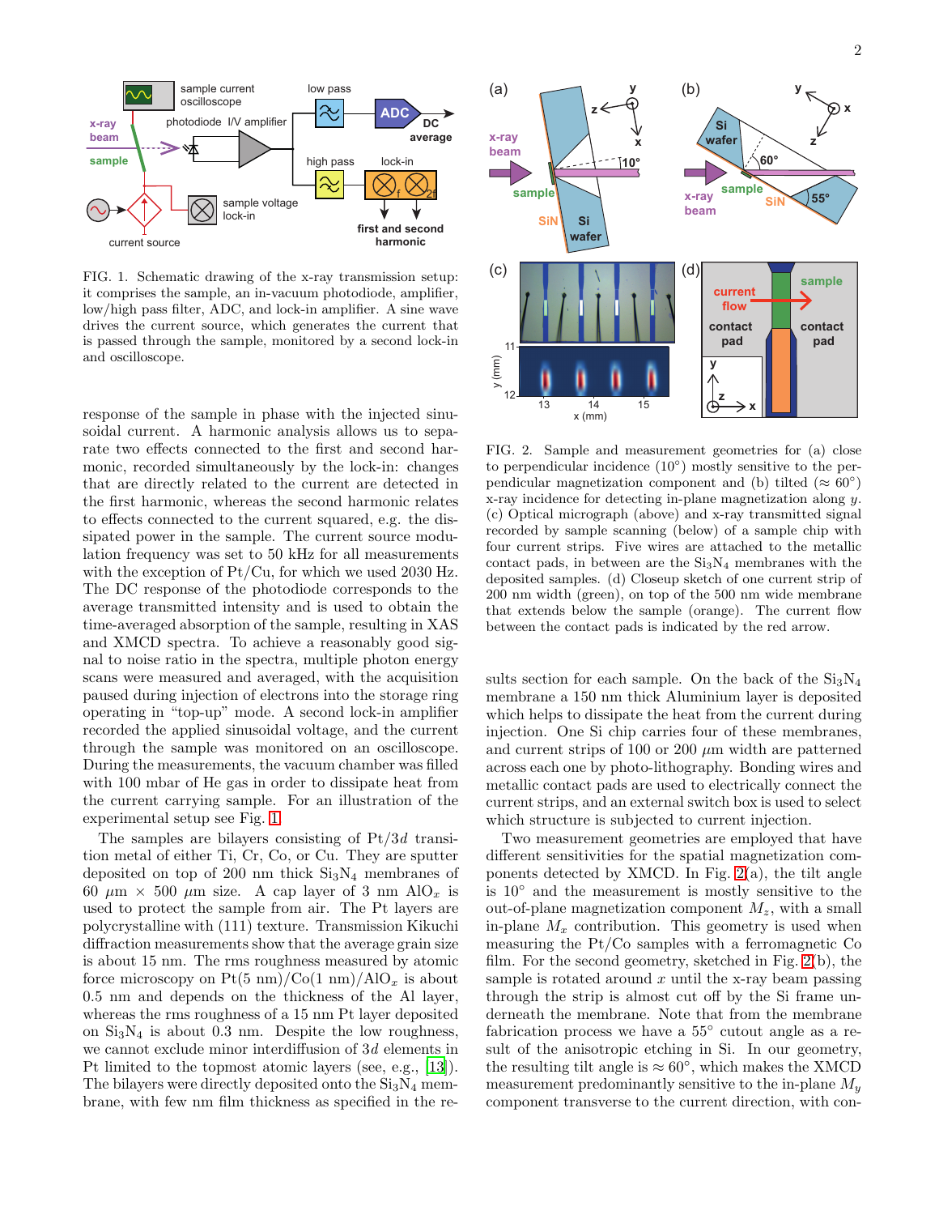FIG. 1. Schematic drawing of the x-ray transmission setup: it comprises the sample, an in-vacuum photodiode, amplifier, low/high pass filter, ADC, and lock-in amplifier. A sine wave drives the current source, which generates the current that is passed through the sample, monitored by a second lock-in and oscilloscope.

response of the sample in phase with the injected sinusoidal current. A harmonic analysis allows us to separate two effects connected to the first and second harmonic, recorded simultaneously by the lock-in: changes that are directly related to the current are detected in the first harmonic, whereas the second harmonic relates to effects connected to the current squared, e.g. the dissipated power in the sample. The current source modulation frequency was set to 50 kHz for all measurements with the exception of Pt/Cu, for which we used 2030 Hz. The DC response of the photodiode corresponds to the average transmitted intensity and is used to obtain the time-averaged absorption of the sample, resulting in XAS and XMCD spectra. To achieve a reasonably good signal to noise ratio in the spectra, multiple photon energy scans were measured and averaged, with the acquisition paused during injection of electrons into the storage ring operating in "top-up" mode. A second lock-in amplifier recorded the applied sinusoidal voltage, and the current through the sample was monitored on an oscilloscope. During the measurements, the vacuum chamber was filled with 100 mbar of He gas in order to dissipate heat from the current carrying sample. For an illustration of the experimental setup see Fig. 1.

The samples are bilayers consisting of Pt/3$d$ transition metal of either Ti, Cr, Co, or Cu. They are sputter deposited on top of 200 nm thick $Si_3N_4$ membranes of 60 $\mu$m × 500 $\mu$m size. A cap layer of 3 nm $AlO_x$ is used to protect the sample from air. The Pt layers are polycrystalline with (111) texture. Transmission Kikuchi diffraction measurements show that the average grain size is about 15 nm. The rms roughness measured by atomic force microscopy on Pt(5 nm)/Co(1 nm)/$AlO_x$ is about 0.5 nm and depends on the thickness of the Al layer, whereas the rms roughness of a 15 nm Pt layer deposited on $Si_3N_4$ is about 0.3 nm. Despite the low roughness, we cannot exclude minor interdiffusion of 3$d$ elements in Pt limited to the topmost atomic layers (see, e.g., [13]). The bilayers were directly deposited onto the $Si_3N_4$ membrane, with few nm film thickness as specified in the results section for each sample. On the back of the $Si_3N_4$ membrane a 150 nm thick Aluminium layer is deposited which helps to dissipate the heat from the current during injection. One Si chip carries four of these membranes, and current strips of 100 or 200 $\mu$m width are patterned across each one by photo-lithography. Bonding wires and metallic contact pads are used to electrically connect the current strips, and an external switch box is used to select which structure is subjected to current injection.

FIG. 2. Sample and measurement geometries for (a) close to perpendicular incidence (10°) mostly sensitive to the perpendicular magnetization component and (b) tilted (≈ 60°) x-ray incidence for detecting in-plane magnetization along $y$. (c) Optical micrograph (above) and x-ray transmitted signal recorded by sample scanning (below) of a sample chip with four current strips. Five wires are attached to the metallic contact pads, in between are the $Si_3N_4$ membranes with the deposited samples. (d) Closeup sketch of one current strip of 200 nm width (green), on top of the 500 nm wide membrane that extends below the sample (orange). The current flow between the contact pads is indicated by the red arrow.

Two measurement geometries are employed that have different sensitivities for the spatial magnetization components detected by XMCD. In Fig. 2(a), the tilt angle is 10° and the measurement is mostly sensitive to the out-of-plane magnetization component $M_z$, with a small in-plane $M_x$ contribution. This geometry is used when measuring the Pt/Co samples with a ferromagnetic Co film. For the second geometry, sketched in Fig. 2(b), the sample is rotated around $x$ until the x-ray beam passing through the strip is almost cut off by the Si frame underneath the membrane. Note that from the membrane fabrication process we have a 55° cutout angle as a result of the anisotropic etching in Si. In our geometry, the resulting tilt angle is ≈ 60°, which makes the XMCD measurement predominantly sensitive to the in-plane $M_y$ component transverse to the current direction, with con-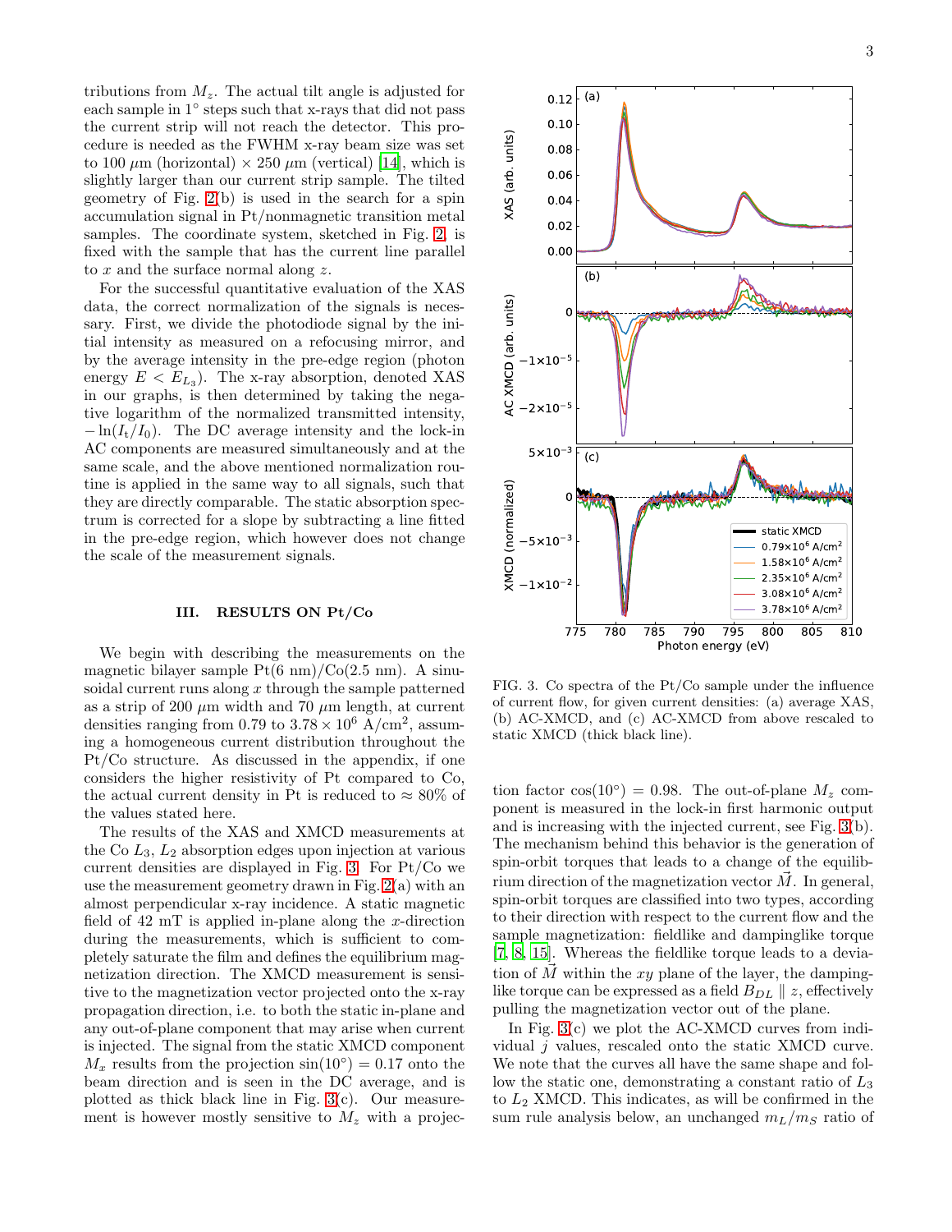tributions from $M_z$. The actual tilt angle is adjusted for each sample in 1° steps such that x-rays that did not pass the current strip will not reach the detector. This procedure is needed as the FWHM x-ray beam size was set to 100 $\mu$m (horizontal) × 250 $\mu$m (vertical) [14], which is slightly larger than our current strip sample. The tilted geometry of Fig. 2(b) is used in the search for a spin accumulation signal in Pt/nonmagnetic transition metal samples. The coordinate system, sketched in Fig. 2, is fixed with the sample that has the current line parallel to $x$ and the surface normal along $z$.

For the successful quantitative evaluation of the XAS data, the correct normalization of the signals is necessary. First, we divide the photodiode signal by the initial intensity as measured on a refocusing mirror, and by the average intensity in the pre-edge region (photon energy $E < E_{L_3}$). The x-ray absorption, denoted XAS in our graphs, is then determined by taking the negative logarithm of the normalized transmitted intensity, $-\ln(I_\mathrm{t}/I_0)$. The DC average intensity and the lock-in AC components are measured simultaneously and at the same scale, and the above mentioned normalization routine is applied in the same way to all signals, such that they are directly comparable. The static absorption spectrum is corrected for a slope by subtracting a line fitted in the pre-edge region, which however does not change the scale of the measurement signals.

## III. RESULTS ON Pt/Co

We begin with describing the measurements on the magnetic bilayer sample Pt(6 nm)/Co(2.5 nm). A sinusoidal current runs along $x$ through the sample patterned as a strip of 200 $\mu$m width and 70 $\mu$m length, at current densities ranging from 0.79 to $3.78 \times 10^6$ A/cm$^2$, assuming a homogeneous current distribution throughout the Pt/Co structure. As discussed in the appendix, if one considers the higher resistivity of Pt compared to Co, the actual current density in Pt is reduced to ≈ 80% of the values stated here.

The results of the XAS and XMCD measurements at the Co $L_3$, $L_2$ absorption edges upon injection at various current densities are displayed in Fig. 3. For Pt/Co we use the measurement geometry drawn in Fig. 2(a) with an almost perpendicular x-ray incidence. A static magnetic field of 42 mT is applied in-plane along the $x$-direction during the measurements, which is sufficient to completely saturate the film and defines the equilibrium magnetization direction. The XMCD measurement is sensitive to the magnetization vector projected onto the x-ray propagation direction, i.e. to both the static in-plane and any out-of-plane component that may arise when current is injected. The signal from the static XMCD component $M_x$ results from the projection $\sin(10°) = 0.17$ onto the beam direction and is seen in the DC average, and is plotted as thick black line in Fig. 3(c). Our measurement is however mostly sensitive to $M_z$ with a projection factor $\cos(10°) = 0.98$. The out-of-plane $M_z$ component is measured in the lock-in first harmonic output and is increasing with the injected current, see Fig. 3(b). The mechanism behind this behavior is the generation of spin-orbit torques that leads to a change of the equilibrium direction of the magnetization vector $\vec{M}$. In general, spin-orbit torques are classified into two types, according to their direction with respect to the current flow and the sample magnetization: fieldlike and dampinglike torque [7, 8, 15]. Whereas the fieldlike torque leads to a deviation of $\vec{M}$ within the $xy$ plane of the layer, the dampinglike torque can be expressed as a field $B_{DL} \parallel z$, effectively pulling the magnetization vector out of the plane.

FIG. 3. Co spectra of the Pt/Co sample under the influence of current flow, for given current densities: (a) average XAS, (b) AC-XMCD, and (c) AC-XMCD from above rescaled to static XMCD (thick black line).

In Fig. 3(c) we plot the AC-XMCD curves from individual $j$ values, rescaled onto the static XMCD curve. We note that the curves all have the same shape and follow the static one, demonstrating a constant ratio of $L_3$ to $L_2$ XMCD. This indicates, as will be confirmed in the sum rule analysis below, an unchanged $m_L/m_S$ ratio of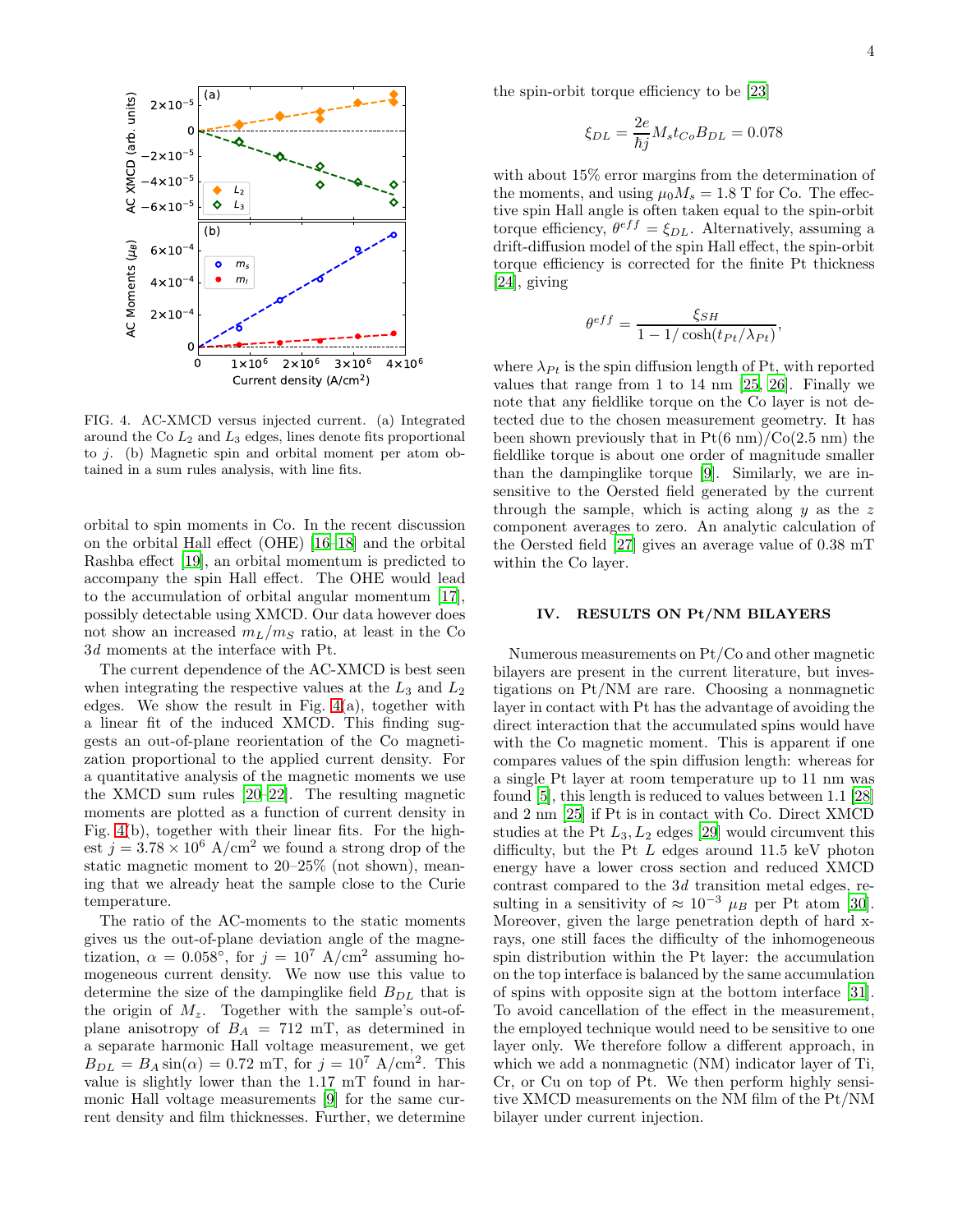FIG. 4. AC-XMCD versus injected current. (a) Integrated around the Co $L_2$ and $L_3$ edges, lines denote fits proportional to $j$. (b) Magnetic spin and orbital moment per atom obtained in a sum rules analysis, with line fits.

orbital to spin moments in Co. In the recent discussion on the orbital Hall effect (OHE) [16–18] and the orbital Rashba effect [19], an orbital momentum is predicted to accompany the spin Hall effect. The OHE would lead to the accumulation of orbital angular momentum [17], possibly detectable using XMCD. Our data however does not show an increased $m_L/m_S$ ratio, at least in the Co $3d$ moments at the interface with Pt.

The current dependence of the AC-XMCD is best seen when integrating the respective values at the $L_3$ and $L_2$ edges. We show the result in Fig. 4(a), together with a linear fit of the induced XMCD. This finding suggests an out-of-plane reorientation of the Co magnetization proportional to the applied current density. For a quantitative analysis of the magnetic moments we use the XMCD sum rules [20–22]. The resulting magnetic moments are plotted as a function of current density in Fig. 4(b), together with their linear fits. For the highest $j = 3.78 \times 10^6$ A/cm$^2$ we found a strong drop of the static magnetic moment to 20–25% (not shown), meaning that we already heat the sample close to the Curie temperature.

The ratio of the AC-moments to the static moments gives us the out-of-plane deviation angle of the magnetization, $\alpha = 0.058°$, for $j = 10^7$ A/cm$^2$ assuming homogeneous current density. We now use this value to determine the size of the dampinglike field $B_{DL}$ that is the origin of $M_z$. Together with the sample's out-of-plane anisotropy of $B_A = 712$ mT, as determined in a separate harmonic Hall voltage measurement, we get $B_{DL} = B_A \sin(\alpha) = 0.72$ mT, for $j = 10^7$ A/cm$^2$. This value is slightly lower than the 1.17 mT found in harmonic Hall voltage measurements [9] for the same current density and film thicknesses. Further, we determine the spin-orbit torque efficiency to be [23]

$$\xi_{DL} = \frac{2e}{\hbar j} M_s t_{Co} B_{DL} = 0.078$$

with about 15% error margins from the determination of the moments, and using $\mu_0 M_s = 1.8$ T for Co. The effective spin Hall angle is often taken equal to the spin-orbit torque efficiency, $\theta^{eff} = \xi_{DL}$. Alternatively, assuming a drift-diffusion model of the spin Hall effect, the spin-orbit torque efficiency is corrected for the finite Pt thickness [24], giving

$$\theta^{eff} = \frac{\xi_{SH}}{1 - 1/\cosh(t_{Pt}/\lambda_{Pt})},$$

where $\lambda_{Pt}$ is the spin diffusion length of Pt, with reported values that range from 1 to 14 nm [25, 26]. Finally we note that any fieldlike torque on the Co layer is not detected due to the chosen measurement geometry. It has been shown previously that in Pt(6 nm)/Co(2.5 nm) the fieldlike torque is about one order of magnitude smaller than the dampinglike torque [9]. Similarly, we are insensitive to the Oersted field generated by the current through the sample, which is acting along $y$ as the $z$ component averages to zero. An analytic calculation of the Oersted field [27] gives an average value of 0.38 mT within the Co layer.

## IV. RESULTS ON Pt/NM BILAYERS

Numerous measurements on Pt/Co and other magnetic bilayers are present in the current literature, but investigations on Pt/NM are rare. Choosing a nonmagnetic layer in contact with Pt has the advantage of avoiding the direct interaction that the accumulated spins would have with the Co magnetic moment. This is apparent if one compares values of the spin diffusion length: whereas for a single Pt layer at room temperature up to 11 nm was found [5], this length is reduced to values between 1.1 [28] and 2 nm [25] if Pt is in contact with Co. Direct XMCD studies at the Pt $L_3, L_2$ edges [29] would circumvent this difficulty, but the Pt $L$ edges around 11.5 keV photon energy have a lower cross section and reduced XMCD contrast compared to the $3d$ transition metal edges, resulting in a sensitivity of $\approx 10^{-3}$ $\mu_B$ per Pt atom [30]. Moreover, given the large penetration depth of hard x-rays, one still faces the difficulty of the inhomogeneous spin distribution within the Pt layer: the accumulation on the top interface is balanced by the same accumulation of spins with opposite sign at the bottom interface [31]. To avoid cancellation of the effect in the measurement, the employed technique would need to be sensitive to one layer only. We therefore follow a different approach, in which we add a nonmagnetic indicator layer of Ti, Cr, or Cu on top of Pt. We then perform highly sensitive XMCD measurements on the NM film of the Pt/NM bilayer under current injection.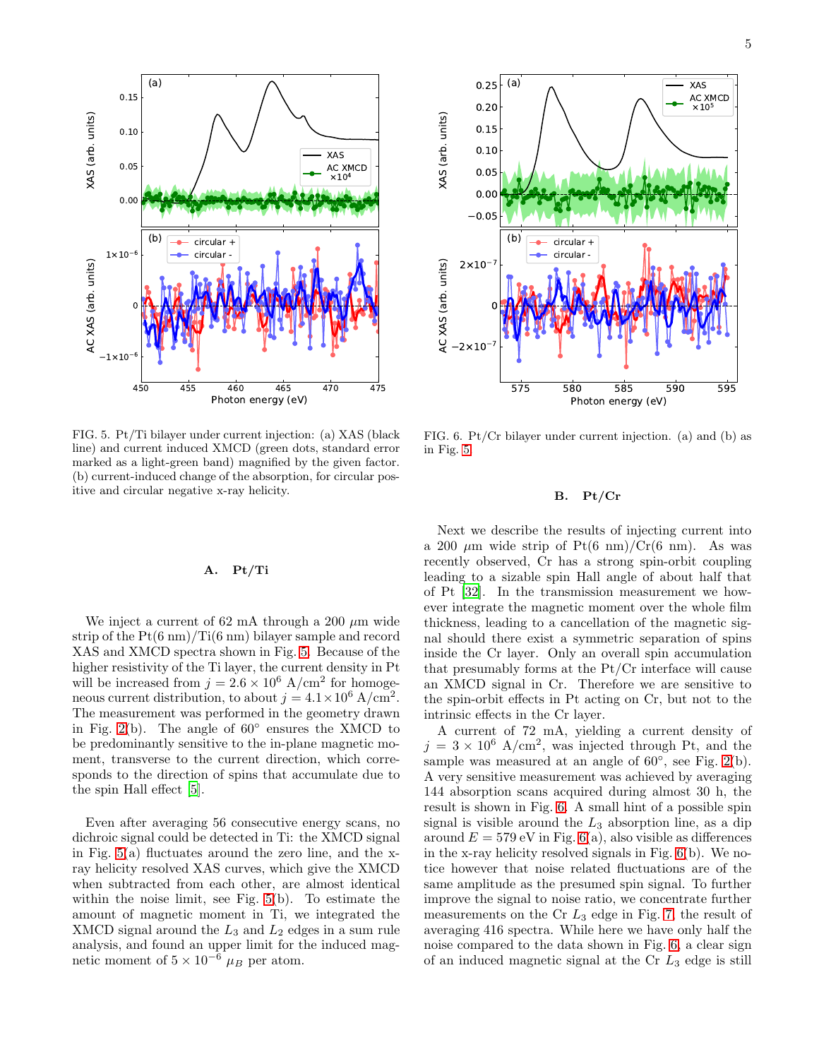FIG. 5. Pt/Ti bilayer under current injection: (a) XAS (black line) and current induced XMCD (green dots, standard error marked as a light-green band) magnified by the given factor. (b) current-induced change of the absorption, for circular positive and circular negative x-ray helicity.

FIG. 6. Pt/Cr bilayer under current injection. (a) and (b) as in Fig. 5

## A. Pt/Ti

We inject a current of 62 mA through a 200 $\mu$m wide strip of the Pt(6 nm)/Ti(6 nm) bilayer sample and record XAS and XMCD spectra shown in Fig. 5. Because of the higher resistivity of the Ti layer, the current density in Pt will be increased from $j = 2.6 \times 10^6$ A/cm$^2$ for homogeneous current distribution, to about $j = 4.1 \times 10^6$ A/cm$^2$. The measurement was performed in the geometry drawn in Fig. 2(b). The angle of 60° ensures the XMCD to be predominantly sensitive to the in-plane magnetic moment, transverse to the current direction, which corresponds to the direction of spins that accumulate due to the spin Hall effect [5].

Even after averaging 56 consecutive energy scans, no dichroic signal could be detected in Ti: the XMCD signal in Fig. 5(a) fluctuates around the zero line, and the x-ray helicity resolved XAS curves, which give the XMCD when subtracted from each other, are almost identical within the noise limit, see Fig. 5(b). To estimate the amount of magnetic moment in Ti, we integrated the XMCD signal around the $L_3$ and $L_2$ edges in a sum rule analysis, and found an upper limit for the induced magnetic moment of $5 \times 10^{-6}$ $\mu_B$ per atom.

## B. Pt/Cr

Next we describe the results of injecting current into a 200 $\mu$m wide strip of Pt(6 nm)/Cr(6 nm). As was recently observed, Cr has a strong spin-orbit coupling leading to a sizable spin Hall angle of about half that of Pt [32]. In the transmission measurement we however integrate the magnetic moment over the whole film thickness, leading to a cancellation of the magnetic signal should there exist a symmetric separation of spins inside the Cr layer. Only an overall spin accumulation that presumably forms at the Pt/Cr interface will cause an XMCD signal in Cr. Therefore we are sensitive to the spin-orbit effects in Pt acting on Cr, but not to the intrinsic effects in the Cr layer.

A current of 72 mA, yielding a current density of $j = 3 \times 10^6$ A/cm$^2$, was injected through Pt, and the sample was measured at an angle of 60°, see Fig. 2(b). A very sensitive measurement was achieved by averaging 144 absorption scans acquired during almost 30 h, the result is shown in Fig. 6. A small hint of a possible spin signal is visible around the $L_3$ absorption line, as a dip around $E = 579$ eV in Fig. 6(a), also visible as differences in the x-ray helicity resolved signals in Fig. 6(b). We notice however that noise related fluctuations are of the same amplitude as the presumed spin signal. To further improve the signal to noise ratio, we concentrate further measurements on the Cr $L_3$ edge in Fig. 7, the result of averaging 416 spectra. While here we have only half the noise compared to the data shown in Fig. 6, a clear sign of an induced magnetic signal at the Cr $L_3$ edge is still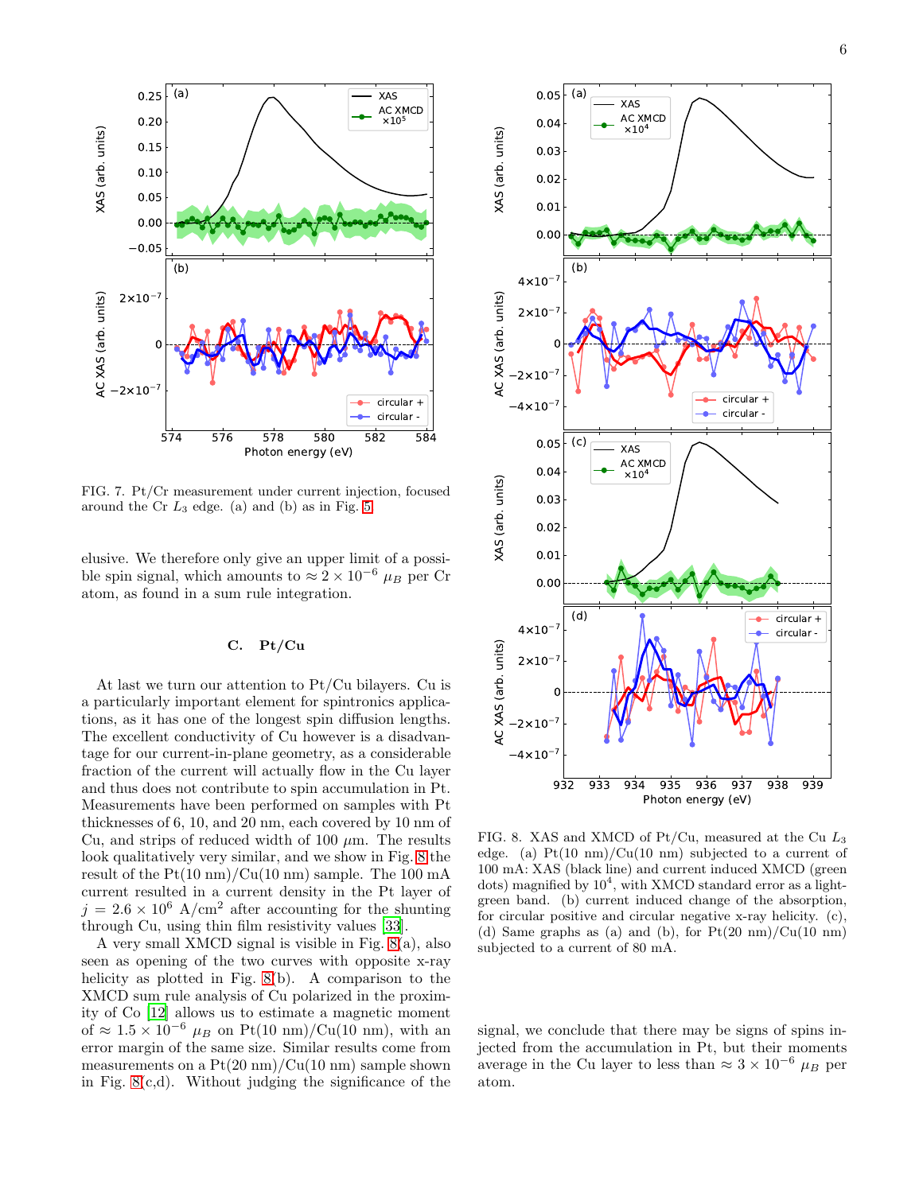FIG. 7. Pt/Cr measurement under current injection, focused around the Cr $L_3$ edge. (a) and (b) as in Fig. 5

elusive. We therefore only give an upper limit of a possible spin signal, which amounts to $\approx 2 \times 10^{-6}$ $\mu_B$ per Cr atom, as found in a sum rule integration.

### C. Pt/Cu

At last we turn our attention to Pt/Cu bilayers. Cu is a particularly important element for spintronics applications, as it has one of the longest spin diffusion lengths. The excellent conductivity of Cu however is a disadvantage for our current-in-plane geometry, as a considerable fraction of the current will actually flow in the Cu layer and thus does not contribute to spin accumulation in Pt. Measurements have been performed on samples with Pt thicknesses of 6, 10, and 20 nm, each covered by 10 nm of Cu, and strips of reduced width of 100 $\mu$m. The results look qualitatively very similar, and we show in Fig. 8 the result of the Pt(10 nm)/Cu(10 nm) sample. The 100 mA current resulted in a current density in the Pt layer of $j = 2.6 \times 10^6$ A/cm$^2$ after accounting for the shunting through Cu, using thin film resistivity values [33].

A very small XMCD signal is visible in Fig. 8(a), also seen as opening of the two curves with opposite x-ray helicity as plotted in Fig. 8(b). A comparison to the XMCD sum rule analysis of Cu polarized in the proximity of Co [12] allows us to estimate a magnetic moment of $\approx 1.5 \times 10^{-6}$ $\mu_B$ on Pt(10 nm)/Cu(10 nm), with an error margin of the same size. Similar results come from measurements on a Pt(20 nm)/Cu(10 nm) sample shown in Fig. 8(c,d). Without judging the significance of the signal, we conclude that there may be signs of spins injected from the accumulation in Pt, but their moments average in the Cu layer to less than $\approx 3 \times 10^{-6}$ $\mu_B$ per atom.

FIG. 8. XAS and XMCD of Pt/Cu, measured at the Cu $L_3$ edge. (a) Pt(10 nm)/Cu(10 nm) subjected to a current of 100 mA: XAS (black line) and current induced XMCD (green dots) magnified by $10^4$, with XMCD standard error as a light-green band. (b) current induced change of the absorption, for circular positive and circular negative x-ray helicity. (c), (d) Same graphs as (a) and (b), for Pt(20 nm)/Cu(10 nm) subjected to a current of 80 mA.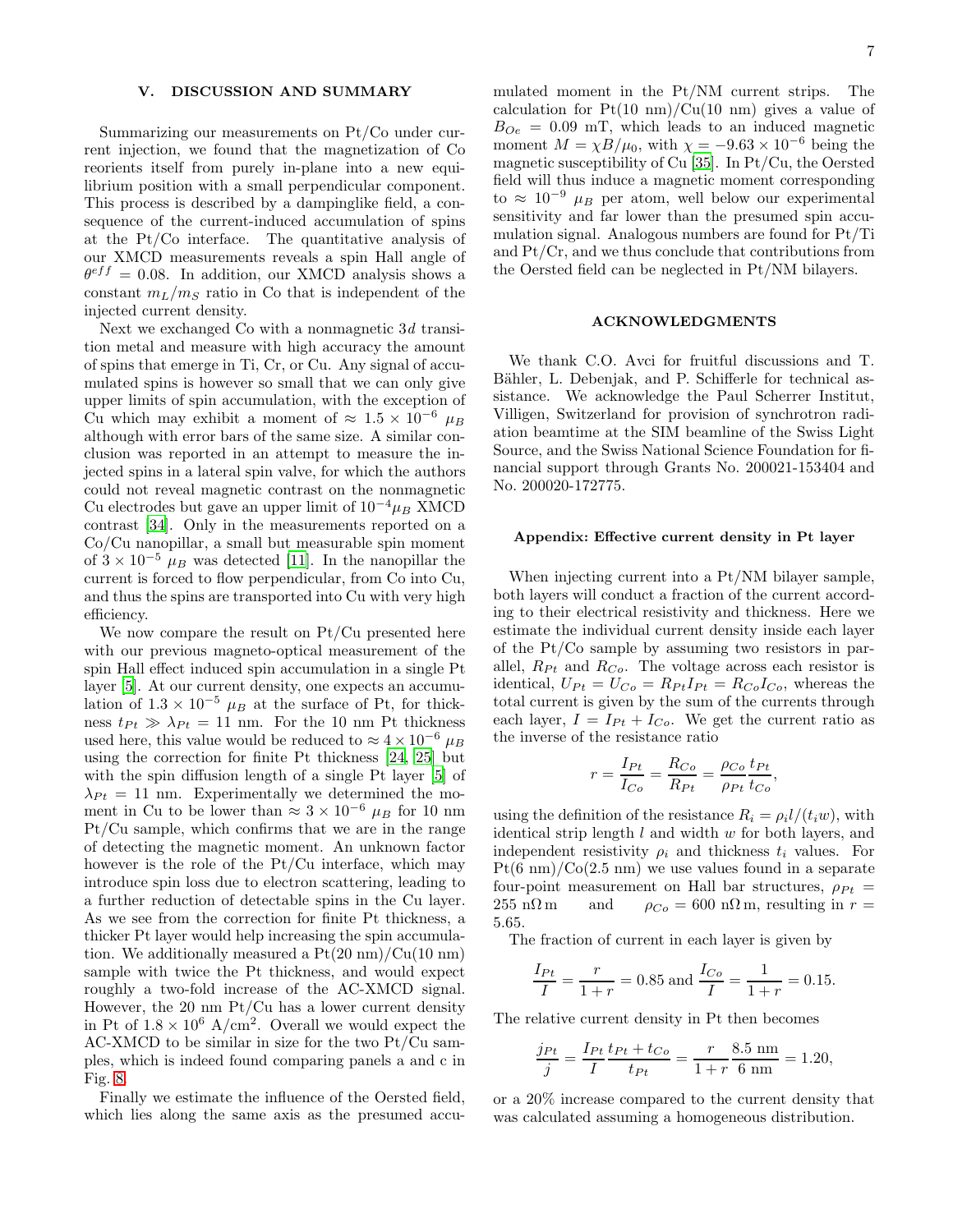## V. DISCUSSION AND SUMMARY

Summarizing our measurements on Pt/Co under current injection, we found that the magnetization of Co reorients itself from purely in-plane into a new equilibrium position with a small perpendicular component. This process is described by a dampinglike field, a consequence of the current-induced accumulation of spins at the Pt/Co interface. The quantitative analysis of our XMCD measurements reveals a spin Hall angle of $\theta^{eff} = 0.08$. In addition, our XMCD analysis shows a constant $m_L/m_S$ ratio in Co that is independent of the injected current density.

Next we exchanged Co with a nonmagnetic $3d$ transition metal and measure with high accuracy the amount of spins that emerge in Ti, Cr, or Cu. Any signal of accumulated spins is however so small that we can only give upper limits of spin accumulation, with the exception of Cu which may exhibit a moment of $\approx 1.5 \times 10^{-6}$ $\mu_B$ although with error bars of the same size. A similar conclusion was reported in an attempt to measure the injected spins in a lateral spin valve, for which the authors could not reveal magnetic contrast on the nonmagnetic Cu electrodes but gave an upper limit of $10^{-4}\mu_B$ XMCD contrast [34]. Only in the measurements reported on a Co/Cu nanopillar, a small but measurable spin moment of $3 \times 10^{-5}$ $\mu_B$ was detected [11]. In the nanopillar the current is forced to flow perpendicular, from Co into Cu, and thus the spins are transported into Cu with very high efficiency.

We now compare the result on Pt/Cu presented here with our previous magneto-optical measurement of the spin Hall effect induced spin accumulation in a single Pt layer [5]. At our current density, one expects an accumulation of $1.3 \times 10^{-5}$ $\mu_B$ at the surface of Pt, for thickness $t_{Pt} \gg \lambda_{Pt} = 11$ nm. For the 10 nm Pt thickness used here, this value would be reduced to $\approx 4 \times 10^{-6}$ $\mu_B$ using the correction for finite Pt thickness [24, 25] but with the spin diffusion length of a single Pt layer [5] of $\lambda_{Pt} = 11$ nm. Experimentally we determined the moment in Cu to be lower than $\approx 3 \times 10^{-6}$ $\mu_B$ for 10 nm Pt/Cu sample, which confirms that we are in the range of detecting the magnetic moment. An unknown factor however is the role of the Pt/Cu interface, which may introduce spin loss due to electron scattering, leading to a further reduction of detectable spins in the Cu layer. As we see from the correction for finite Pt thickness, a thicker Pt layer would help increasing the spin accumulation. We additionally measured a Pt(20 nm)/Cu(10 nm) sample with twice the Pt thickness, and would expect roughly a two-fold increase of the AC-XMCD signal. However, the 20 nm Pt/Cu has a lower current density in Pt of $1.8 \times 10^6$ A/cm$^2$. Overall we would expect the AC-XMCD to be similar in size for the two Pt/Cu samples, which is indeed found comparing panels a and c in Fig. 8.

Finally we estimate the influence of the Oersted field, which lies along the same axis as the presumed accumulated moment in the Pt/NM current strips. The calculation for Pt(10 nm)/Cu(10 nm) gives a value of $B_{Oe} = 0.09$ mT, which leads to an induced magnetic moment $M = \chi B/\mu_0$, with $\chi = -9.63 \times 10^{-6}$ being the magnetic susceptibility of Cu [35]. In Pt/Cu, the Oersted field will thus induce a magnetic moment corresponding to $\approx 10^{-9}$ $\mu_B$ per atom, well below our experimental sensitivity and far lower than the presumed spin accumulation signal. Analogous numbers are found for Pt/Ti and Pt/Cr, and we thus conclude that contributions from the Oersted field can be neglected in Pt/NM bilayers.

## ACKNOWLEDGMENTS

We thank C.O. Avci for fruitful discussions and T. Bähler, L. Debenjak, and P. Schifferle for technical assistance. We acknowledge the Paul Scherrer Institut, Villigen, Switzerland for provision of synchrotron radiation beamtime at the SIM beamline of the Swiss Light Source, and the Swiss National Science Foundation for financial support through Grants No. 200021-153404 and No. 200020-172775.

### Appendix: Effective current density in Pt layer

When injecting current into a Pt/NM bilayer sample, both layers will conduct a fraction of the current according to their electrical resistivity and thickness. Here we estimate the individual current density inside each layer of the Pt/Co sample by assuming two resistors in parallel, $R_{Pt}$ and $R_{Co}$. The voltage across each resistor is identical, $U_{Pt} = U_{Co} = R_{Pt}I_{Pt} = R_{Co}I_{Co}$, whereas the total current is given by the sum of the currents through each layer, $I = I_{Pt} + I_{Co}$. We get the current ratio as the inverse of the resistance ratio

$$r = \frac{I_{Pt}}{I_{Co}} = \frac{R_{Co}}{R_{Pt}} = \frac{\rho_{Co}}{\rho_{Pt}} \frac{t_{Pt}}{t_{Co}},$$

using the definition of the resistance $R_i = \rho_i l/(t_i w)$, with identical strip length $l$ and width $w$ for both layers, and independent resistivity $\rho_i$ and thickness $t_i$ values. For Pt(6 nm)/Co(2.5 nm) we use values found in a separate four-point measurement on Hall bar structures, $\rho_{Pt} = 255$ n$\Omega$ m and $\rho_{Co} = 600$ n$\Omega$ m, resulting in $r = 5.65$.

The fraction of current in each layer is given by

$$\frac{I_{Pt}}{I} = \frac{r}{1+r} = 0.85 \text{ and } \frac{I_{Co}}{I} = \frac{1}{1+r} = 0.15.$$

The relative current density in Pt then becomes

$$\frac{j_{Pt}}{j} = \frac{I_{Pt}}{I} \frac{t_{Pt} + t_{Co}}{t_{Pt}} = \frac{r}{1+r} \frac{8.5 \text{ nm}}{6 \text{ nm}} = 1.20,$$

or a 20% increase compared to the current density that was calculated assuming a homogeneous distribution.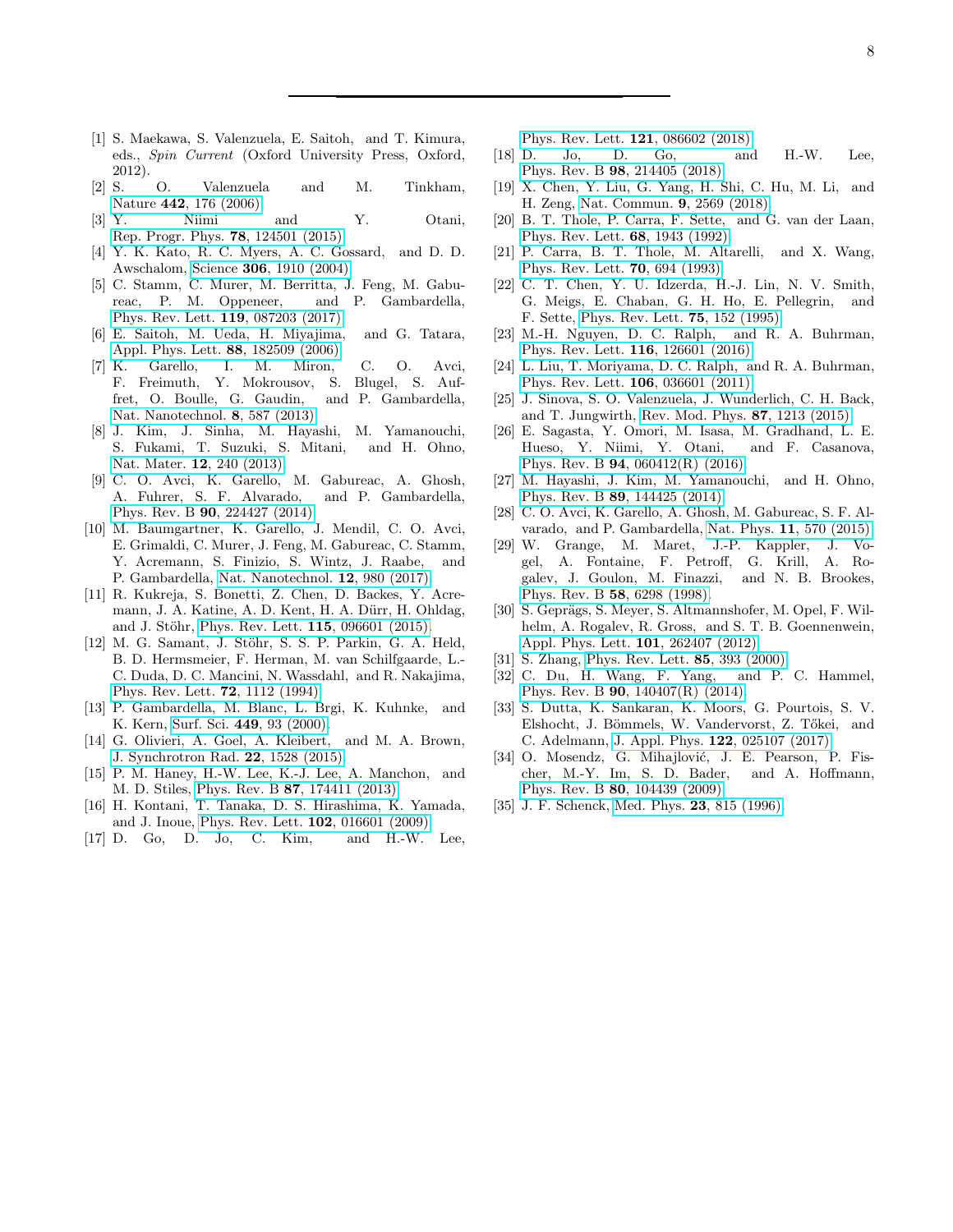[1] S. Maekawa, S. Valenzuela, E. Saitoh, and T. Kimura, eds., *Spin Current* (Oxford University Press, Oxford, 2012).

[2] S. O. Valenzuela and M. Tinkham, Nature **442**, 176 (2006).

[3] Y. Niimi and Y. Otani, Rep. Progr. Phys. **78**, 124501 (2015).

[4] Y. K. Kato, R. C. Myers, A. C. Gossard, and D. D. Awschalom, Science **306**, 1910 (2004).

[5] C. Stamm, C. Murer, M. Berritta, J. Feng, M. Gabureac, P. M. Oppeneer, and P. Gambardella, Phys. Rev. Lett. **119**, 087203 (2017).

[6] E. Saitoh, M. Ueda, H. Miyajima, and G. Tatara, Appl. Phys. Lett. **88**, 182509 (2006).

[7] K. Garello, I. M. Miron, C. O. Avci, F. Freimuth, Y. Mokrousov, S. Blugel, S. Auffret, O. Boulle, G. Gaudin, and P. Gambardella, Nat. Nanotechnol. **8**, 587 (2013).

[8] J. Kim, J. Sinha, M. Hayashi, M. Yamanouchi, S. Fukami, T. Suzuki, S. Mitani, and H. Ohno, Nat. Mater. **12**, 240 (2013).

[9] C. O. Avci, K. Garello, M. Gabureac, A. Ghosh, A. Fuhrer, S. F. Alvarado, and P. Gambardella, Phys. Rev. B **90**, 224427 (2014).

[10] M. Baumgartner, K. Garello, J. Mendil, C. O. Avci, E. Grimaldi, C. Murer, J. Feng, M. Gabureac, C. Stamm, Y. Acremann, S. Finizio, S. Wintz, J. Raabe, and P. Gambardella, Nat. Nanotechnol. **12**, 980 (2017).

[11] R. Kukreja, S. Bonetti, Z. Chen, D. Backes, Y. Acremann, J. A. Katine, A. D. Kent, H. A. Dürr, H. Ohldag, and J. Stöhr, Phys. Rev. Lett. **115**, 096601 (2015).

[12] M. G. Samant, J. Stöhr, S. S. P. Parkin, G. A. Held, B. D. Hermsmeier, F. Herman, M. van Schilfgaarde, L.-C. Duda, D. C. Mancini, N. Wassdahl, and R. Nakajima, Phys. Rev. Lett. **72**, 1112 (1994).

[13] P. Gambardella, M. Blanc, L. Brgi, K. Kuhnke, and K. Kern, Surf. Sci. **449**, 93 (2000).

[14] G. Olivieri, A. Goel, A. Kleibert, and M. A. Brown, J. Synchrotron Rad. **22**, 1528 (2015).

[15] P. M. Haney, H.-W. Lee, K.-J. Lee, A. Manchon, and M. D. Stiles, Phys. Rev. B **87**, 174411 (2013).

[16] H. Kontani, T. Tanaka, D. S. Hirashima, K. Yamada, and J. Inoue, Phys. Rev. Lett. **102**, 016601 (2009).

[17] D. Go, D. Jo, C. Kim, and H.-W. Lee, Phys. Rev. Lett. **121**, 086602 (2018).

[18] D. Jo, D. Go, and H.-W. Lee, Phys. Rev. B **98**, 214405 (2018).

[19] X. Chen, Y. Liu, G. Yang, H. Shi, C. Hu, M. Li, and H. Zeng, Nat. Commun. **9**, 2569 (2018).

[20] B. T. Thole, P. Carra, F. Sette, and G. van der Laan, Phys. Rev. Lett. **68**, 1943 (1992).

[21] P. Carra, B. T. Thole, M. Altarelli, and X. Wang, Phys. Rev. Lett. **70**, 694 (1993).

[22] C. T. Chen, Y. U. Idzerda, H.-J. Lin, N. V. Smith, G. Meigs, E. Chaban, G. H. Ho, E. Pellegrin, and F. Sette, Phys. Rev. Lett. **75**, 152 (1995).

[23] M.-H. Nguyen, D. C. Ralph, and R. A. Buhrman, Phys. Rev. Lett. **116**, 126601 (2016).

[24] L. Liu, T. Moriyama, D. C. Ralph, and R. A. Buhrman, Phys. Rev. Lett. **106**, 036601 (2011).

[25] J. Sinova, S. O. Valenzuela, J. Wunderlich, C. H. Back, and T. Jungwirth, Rev. Mod. Phys. **87**, 1213 (2015).

[26] E. Sagasta, Y. Omori, M. Isasa, M. Gradhand, L. E. Hueso, Y. Niimi, Y. Otani, and F. Casanova, Phys. Rev. B **94**, 060412(R) (2016).

[27] M. Hayashi, J. Kim, M. Yamanouchi, and H. Ohno, Phys. Rev. B **89**, 144425 (2014).

[28] C. O. Avci, K. Garello, A. Ghosh, M. Gabureac, S. F. Alvarado, and P. Gambardella, Nat. Phys. **11**, 570 (2015).

[29] W. Grange, M. Maret, J.-P. Kappler, J. Vogel, A. Fontaine, F. Petroff, G. Krill, A. Rogalev, J. Goulon, M. Finazzi, and N. B. Brookes, Phys. Rev. B **58**, 6298 (1998).

[30] S. Geprägs, S. Meyer, S. Altmannshofer, M. Opel, F. Wilhelm, A. Rogalev, R. Gross, and S. T. B. Goennenwein, Appl. Phys. Lett. **101**, 262407 (2012).

[31] S. Zhang, Phys. Rev. Lett. **85**, 393 (2000).

[32] C. Du, H. Wang, F. Yang, and P. C. Hammel, Phys. Rev. B **90**, 140407(R) (2014).

[33] S. Dutta, K. Sankaran, K. Moors, G. Pourtois, S. V. Elshocht, J. Bömmels, W. Vandervorst, Z. Tőkei, and C. Adelmann, J. Appl. Phys. **122**, 025107 (2017).

[34] O. Mosendz, G. Mihajlović, J. E. Pearson, P. Fischer, M.-Y. Im, S. D. Bader, and A. Hoffmann, Phys. Rev. B **80**, 104439 (2009).

[35] J. F. Schenck, Med. Phys. **23**, 815 (1996).